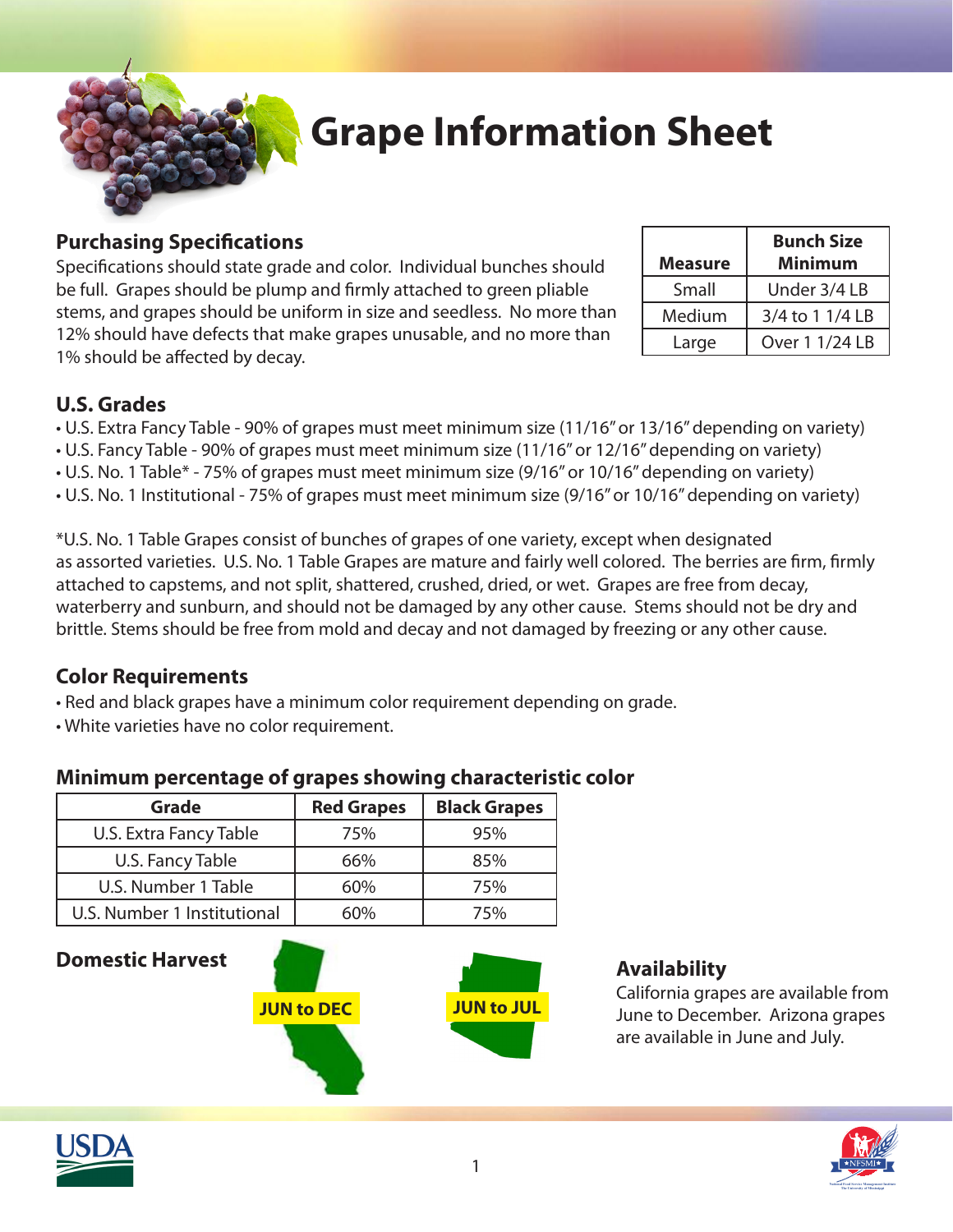# Grape Information Sheet

## Purchasing Specifications

Specifications should state grade and color. Individual bunches should be full. Grapes should be plump and firmly attached to green pliable stems, and grapes should be uniform in size and seedless. No more than 12% should have defects that make grapes unusable, and no more than 1% should be affected by decay.

| Measure | Bunch Size Minimum |
|---|---|
| Small | Under 3/4 LB |
| Medium | 3/4 to 1 1/4 LB |
| Large | Over 1 1/24 LB |

## U.S. Grades

- U.S. Extra Fancy Table - 90% of grapes must meet minimum size (11/16" or 13/16" depending on variety)
- U.S. Fancy Table - 90% of grapes must meet minimum size (11/16" or 12/16" depending on variety)
- U.S. No. 1 Table* - 75% of grapes must meet minimum size (9/16" or 10/16" depending on variety)
- U.S. No. 1 Institutional - 75% of grapes must meet minimum size (9/16" or 10/16" depending on variety)

*U.S. No. 1 Table Grapes consist of bunches of grapes of one variety, except when designated as assorted varieties. U.S. No. 1 Table Grapes are mature and fairly well colored. The berries are firm, firmly attached to capstems, and not split, shattered, crushed, dried, or wet. Grapes are free from decay, waterberry and sunburn, and should not be damaged by any other cause. Stems should not be dry and brittle. Stems should be free from mold and decay and not damaged by freezing or any other cause.

## Color Requirements

- Red and black grapes have a minimum color requirement depending on grade.
- White varieties have no color requirement.

### Minimum percentage of grapes showing characteristic color

| Grade | Red Grapes | Black Grapes |
|---|---|---|
| U.S. Extra Fancy Table | 75% | 95% |
| U.S. Fancy Table | 66% | 85% |
| U.S. Number 1 Table | 60% | 75% |
| U.S. Number 1 Institutional | 60% | 75% |

## Domestic Harvest

JUN to DEC

JUN to JUL

## Availability

California grapes are available from June to December. Arizona grapes are available in June and July.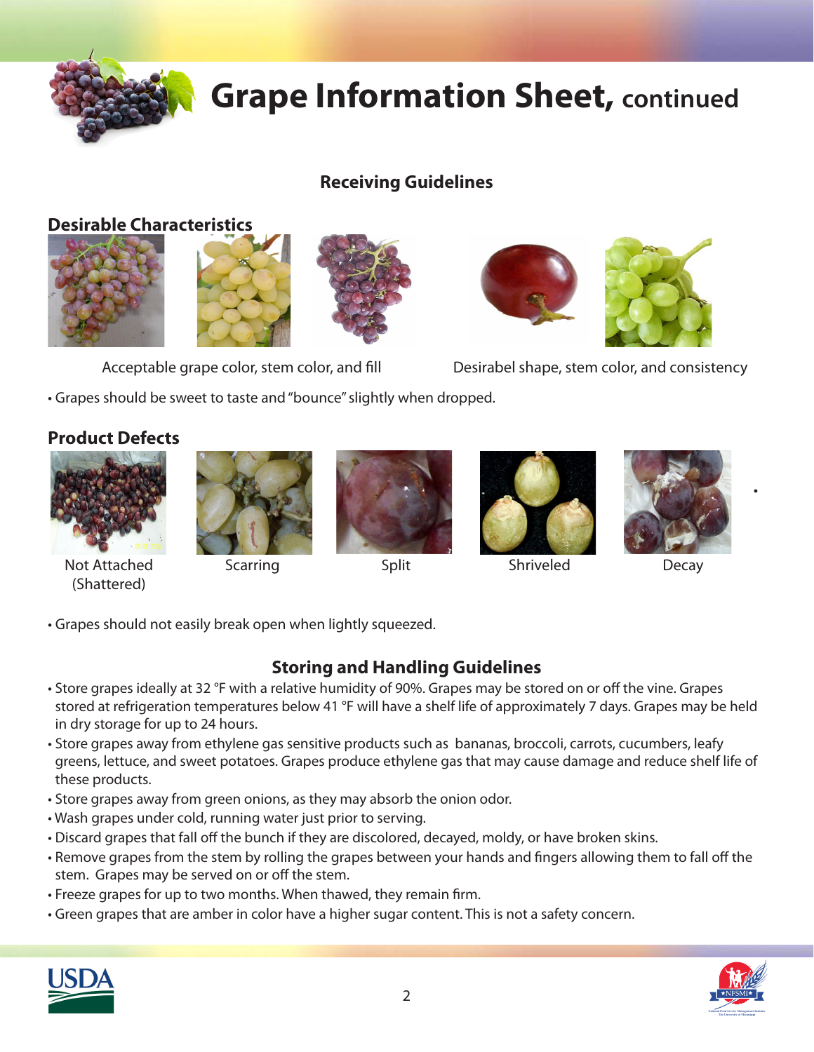# Grape Information Sheet, continued

## Receiving Guidelines

### Desirable Characteristics

Acceptable grape color, stem color, and fill

Desirabel shape, stem color, and consistency

- Grapes should be sweet to taste and "bounce" slightly when dropped.

### Product Defects

Not Attached (Shattered)

Scarring

Split

Shriveled

Decay

- Grapes should not easily break open when lightly squeezed.

## Storing and Handling Guidelines

- Store grapes ideally at 32 °F with a relative humidity of 90%. Grapes may be stored on or off the vine. Grapes stored at refrigeration temperatures below 41 °F will have a shelf life of approximately 7 days. Grapes may be held in dry storage for up to 24 hours.
- Store grapes away from ethylene gas sensitive products such as bananas, broccoli, carrots, cucumbers, leafy greens, lettuce, and sweet potatoes. Grapes produce ethylene gas that may cause damage and reduce shelf life of these products.
- Store grapes away from green onions, as they may absorb the onion odor.
- Wash grapes under cold, running water just prior to serving.
- Discard grapes that fall off the bunch if they are discolored, decayed, moldy, or have broken skins.
- Remove grapes from the stem by rolling the grapes between your hands and fingers allowing them to fall off the stem. Grapes may be served on or off the stem.
- Freeze grapes for up to two months. When thawed, they remain firm.
- Green grapes that are amber in color have a higher sugar content. This is not a safety concern.